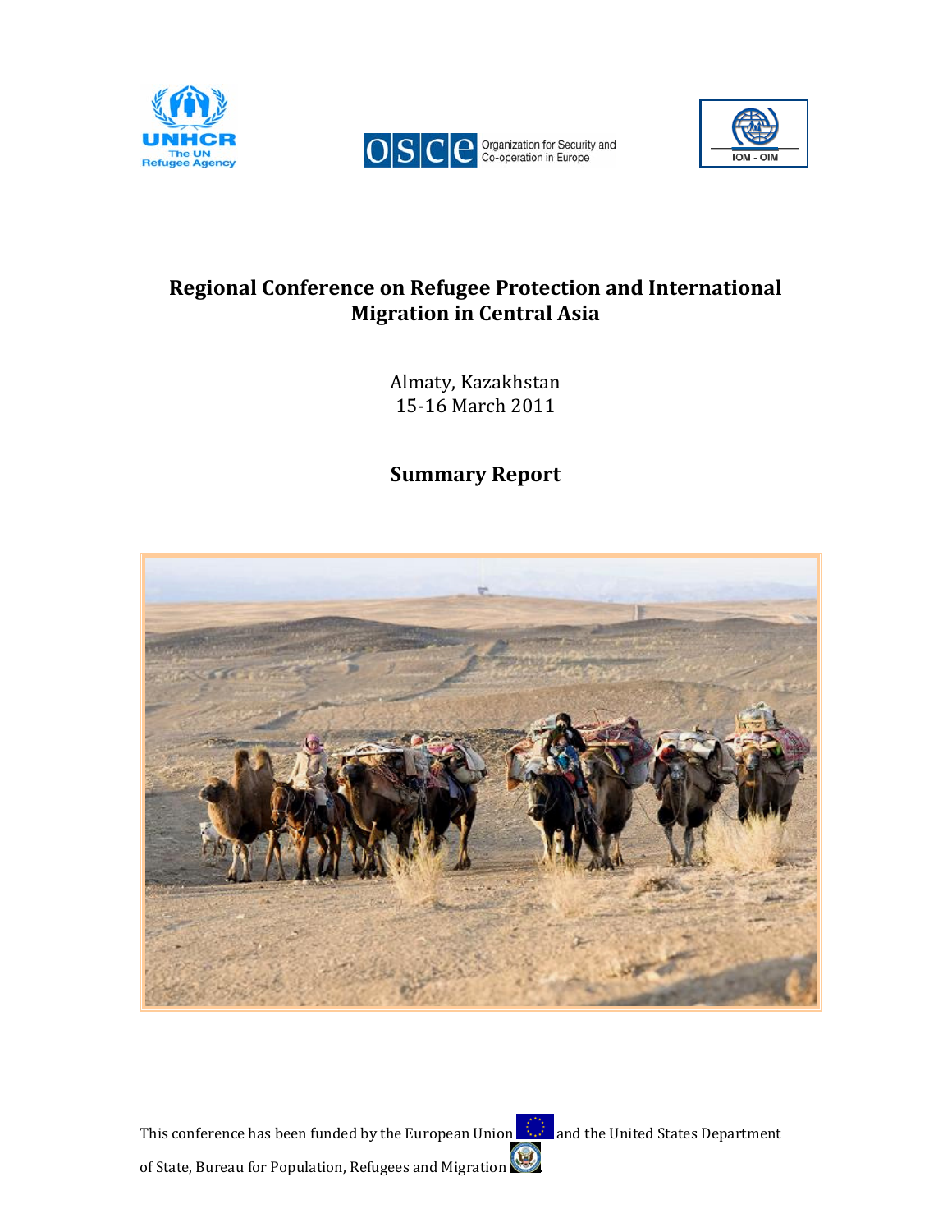# Regional Conference on Refugee Protection and International Migration in Central Asia

Almaty, Kazakhstan
15-16 March 2011

## Summary Report

This conference has been funded by the European Union and the United States Department of State, Bureau for Population, Refugees and Migration.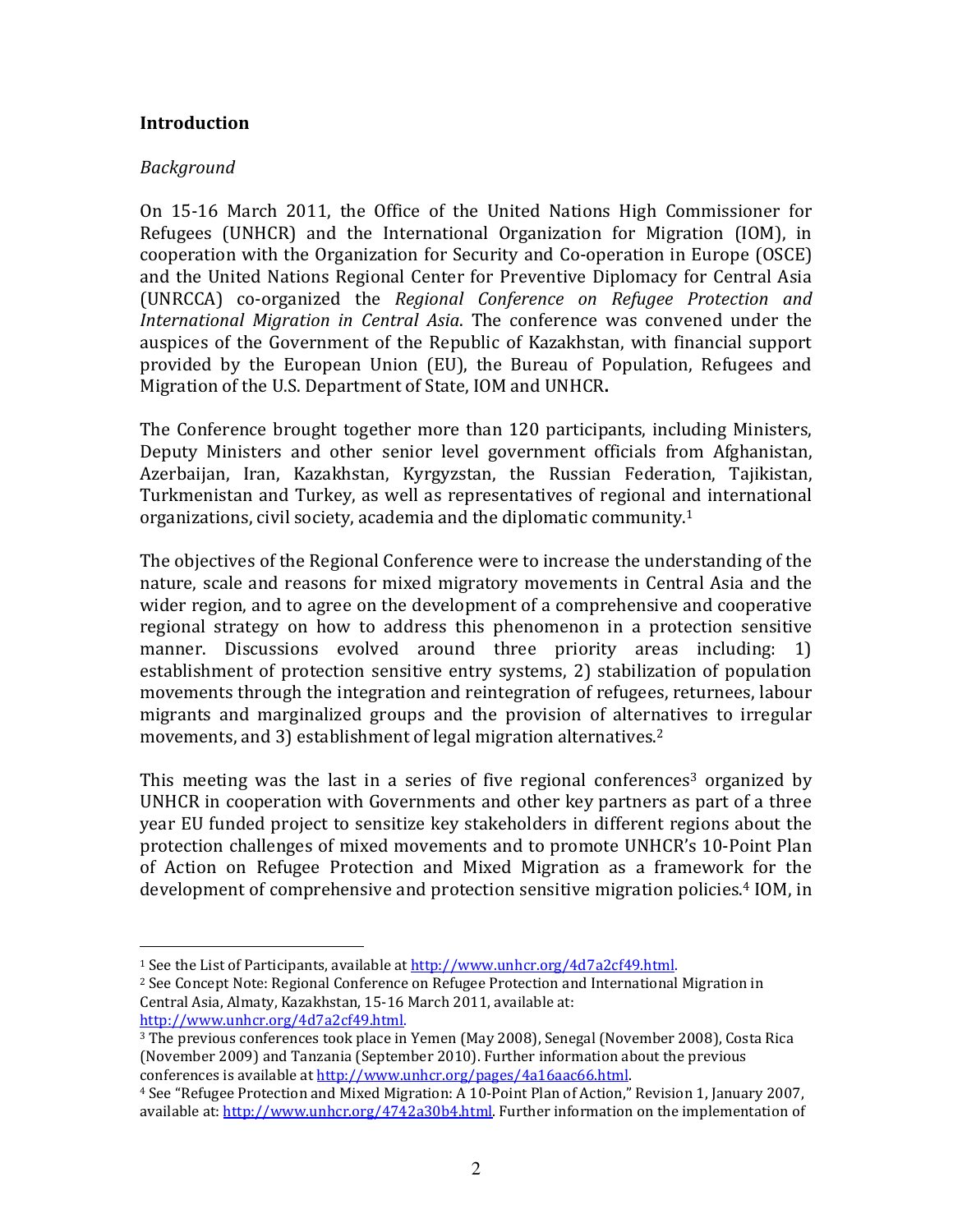## Introduction

*Background*

On 15-16 March 2011, the Office of the United Nations High Commissioner for Refugees (UNHCR) and the International Organization for Migration (IOM), in cooperation with the Organization for Security and Co-operation in Europe (OSCE) and the United Nations Regional Center for Preventive Diplomacy for Central Asia (UNRCCA) co-organized the *Regional Conference on Refugee Protection and International Migration in Central Asia*. The conference was convened under the auspices of the Government of the Republic of Kazakhstan, with financial support provided by the European Union (EU), the Bureau of Population, Refugees and Migration of the U.S. Department of State, IOM and UNHCR**.**

The Conference brought together more than 120 participants, including Ministers, Deputy Ministers and other senior level government officials from Afghanistan, Azerbaijan, Iran, Kazakhstan, Kyrgyzstan, the Russian Federation, Tajikistan, Turkmenistan and Turkey, as well as representatives of regional and international organizations, civil society, academia and the diplomatic community.[1]

The objectives of the Regional Conference were to increase the understanding of the nature, scale and reasons for mixed migratory movements in Central Asia and the wider region, and to agree on the development of a comprehensive and cooperative regional strategy on how to address this phenomenon in a protection sensitive manner. Discussions evolved around three priority areas including: 1) establishment of protection sensitive entry systems, 2) stabilization of population movements through the integration and reintegration of refugees, returnees, labour migrants and marginalized groups and the provision of alternatives to irregular movements, and 3) establishment of legal migration alternatives.[2]

This meeting was the last in a series of five regional conferences[3] organized by UNHCR in cooperation with Governments and other key partners as part of a three year EU funded project to sensitize key stakeholders in different regions about the protection challenges of mixed movements and to promote UNHCR's 10-Point Plan of Action on Refugee Protection and Mixed Migration as a framework for the development of comprehensive and protection sensitive migration policies.[4] IOM, in

---

[1] See the List of Participants, available at http://www.unhcr.org/4d7a2cf49.html.

[2] See Concept Note: Regional Conference on Refugee Protection and International Migration in Central Asia, Almaty, Kazakhstan, 15-16 March 2011, available at: http://www.unhcr.org/4d7a2cf49.html.

[3] The previous conferences took place in Yemen (May 2008), Senegal (November 2008), Costa Rica (November 2009) and Tanzania (September 2010). Further information about the previous conferences is available at http://www.unhcr.org/pages/4a16aac66.html.

[4] See "Refugee Protection and Mixed Migration: A 10-Point Plan of Action," Revision 1, January 2007, available at: http://www.unhcr.org/4742a30b4.html. Further information on the implementation of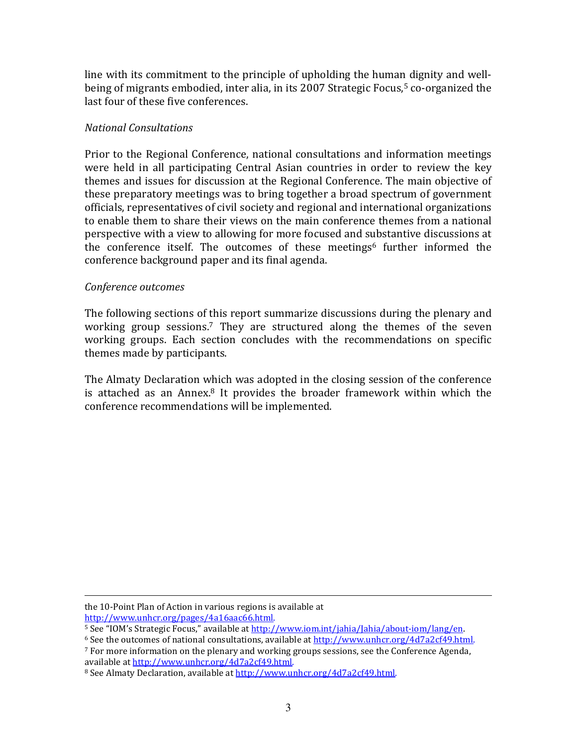line with its commitment to the principle of upholding the human dignity and well-being of migrants embodied, inter alia, in its 2007 Strategic Focus,[5] co-organized the last four of these five conferences.

*National Consultations*

Prior to the Regional Conference, national consultations and information meetings were held in all participating Central Asian countries in order to review the key themes and issues for discussion at the Regional Conference. The main objective of these preparatory meetings was to bring together a broad spectrum of government officials, representatives of civil society and regional and international organizations to enable them to share their views on the main conference themes from a national perspective with a view to allowing for more focused and substantive discussions at the conference itself. The outcomes of these meetings[6] further informed the conference background paper and its final agenda.

*Conference outcomes*

The following sections of this report summarize discussions during the plenary and working group sessions.[7] They are structured along the themes of the seven working groups. Each section concludes with the recommendations on specific themes made by participants.

The Almaty Declaration which was adopted in the closing session of the conference is attached as an Annex.[8] It provides the broader framework within which the conference recommendations will be implemented.

---

the 10-Point Plan of Action in various regions is available at http://www.unhcr.org/pages/4a16aac66.html.

[5] See "IOM's Strategic Focus," available at http://www.iom.int/jahia/Jahia/about-iom/lang/en.

[6] See the outcomes of national consultations, available at http://www.unhcr.org/4d7a2cf49.html.

[7] For more information on the plenary and working groups sessions, see the Conference Agenda, available at http://www.unhcr.org/4d7a2cf49.html.

[8] See Almaty Declaration, available at http://www.unhcr.org/4d7a2cf49.html.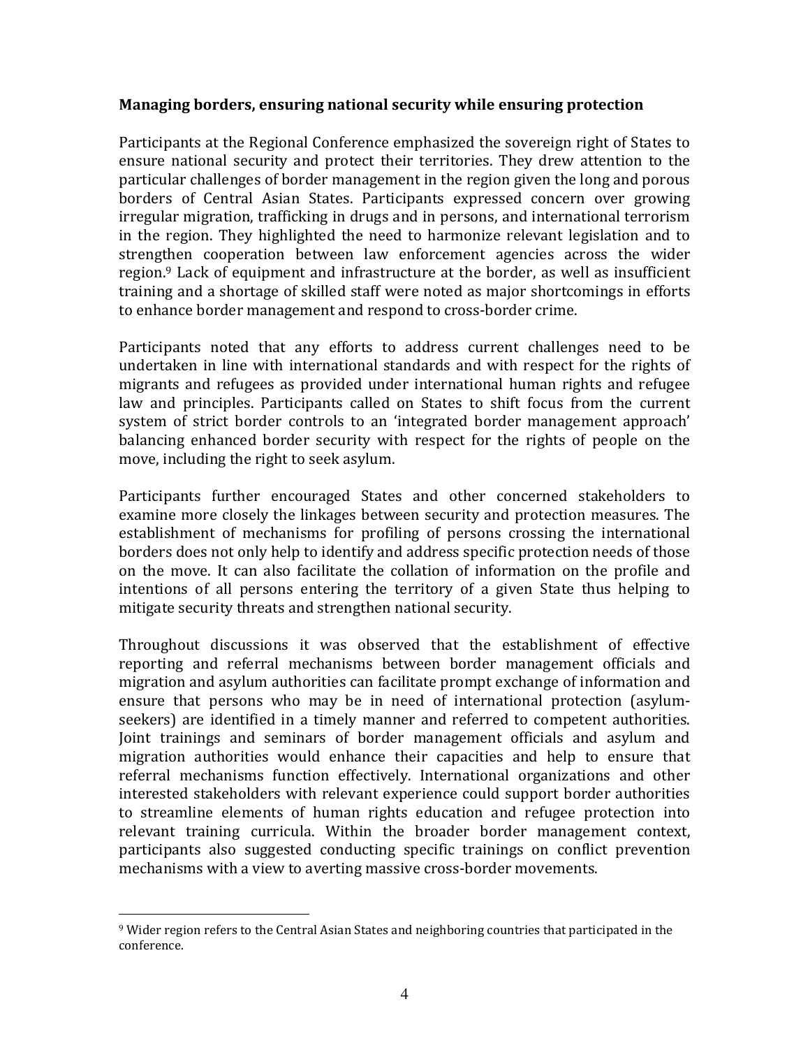**Managing borders, ensuring national security while ensuring protection**

Participants at the Regional Conference emphasized the sovereign right of States to ensure national security and protect their territories. They drew attention to the particular challenges of border management in the region given the long and porous borders of Central Asian States. Participants expressed concern over growing irregular migration, trafficking in drugs and in persons, and international terrorism in the region. They highlighted the need to harmonize relevant legislation and to strengthen cooperation between law enforcement agencies across the wider region.[9] Lack of equipment and infrastructure at the border, as well as insufficient training and a shortage of skilled staff were noted as major shortcomings in efforts to enhance border management and respond to cross-border crime.

Participants noted that any efforts to address current challenges need to be undertaken in line with international standards and with respect for the rights of migrants and refugees as provided under international human rights and refugee law and principles. Participants called on States to shift focus from the current system of strict border controls to an 'integrated border management approach' balancing enhanced border security with respect for the rights of people on the move, including the right to seek asylum.

Participants further encouraged States and other concerned stakeholders to examine more closely the linkages between security and protection measures. The establishment of mechanisms for profiling of persons crossing the international borders does not only help to identify and address specific protection needs of those on the move. It can also facilitate the collation of information on the profile and intentions of all persons entering the territory of a given State thus helping to mitigate security threats and strengthen national security.

Throughout discussions it was observed that the establishment of effective reporting and referral mechanisms between border management officials and migration and asylum authorities can facilitate prompt exchange of information and ensure that persons who may be in need of international protection (asylum-seekers) are identified in a timely manner and referred to competent authorities. Joint trainings and seminars of border management officials and asylum and migration authorities would enhance their capacities and help to ensure that referral mechanisms function effectively. International organizations and other interested stakeholders with relevant experience could support border authorities to streamline elements of human rights education and refugee protection into relevant training curricula. Within the broader border management context, participants also suggested conducting specific trainings on conflict prevention mechanisms with a view to averting massive cross-border movements.

---

[9] Wider region refers to the Central Asian States and neighboring countries that participated in the conference.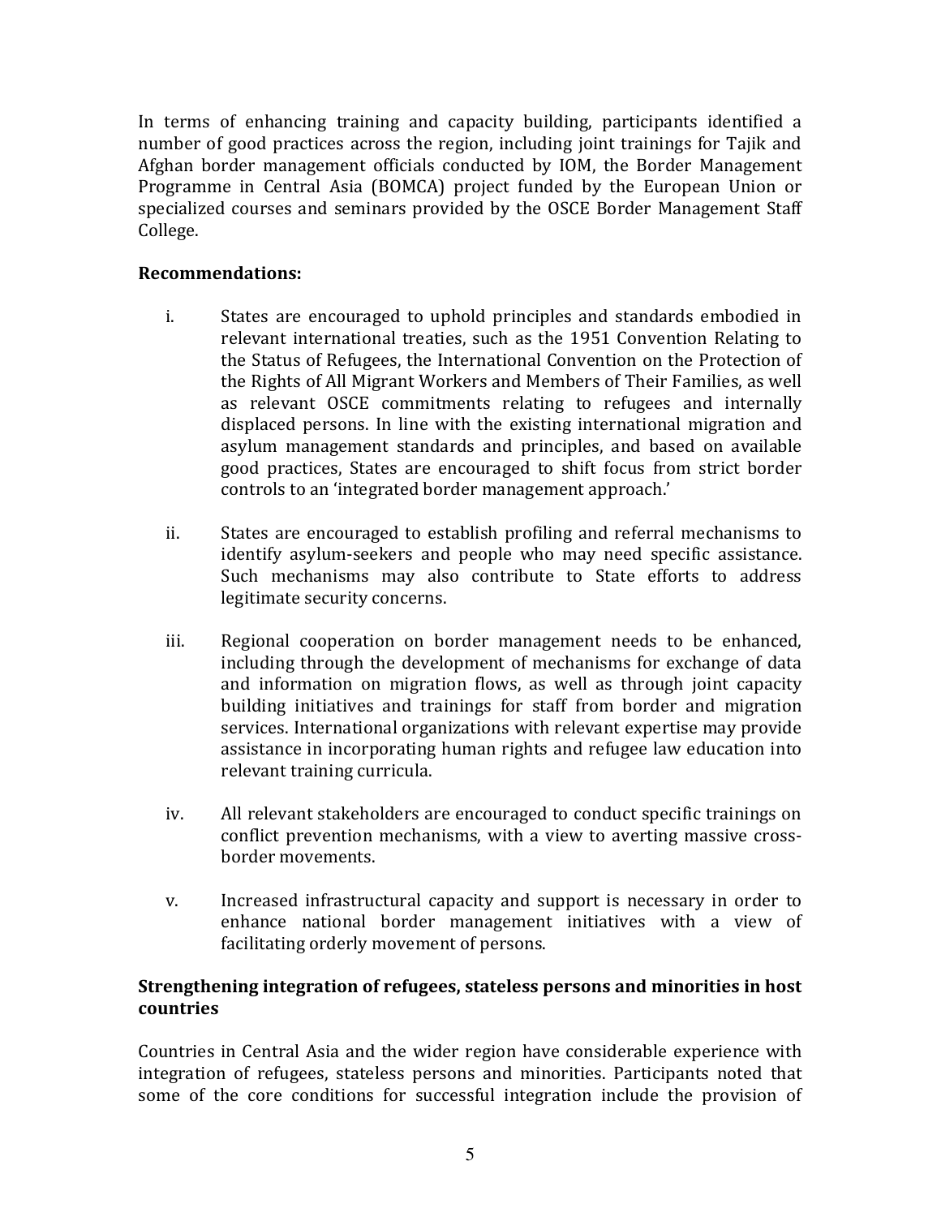In terms of enhancing training and capacity building, participants identified a number of good practices across the region, including joint trainings for Tajik and Afghan border management officials conducted by IOM, the Border Management Programme in Central Asia (BOMCA) project funded by the European Union or specialized courses and seminars provided by the OSCE Border Management Staff College.

**Recommendations:**

i. States are encouraged to uphold principles and standards embodied in relevant international treaties, such as the 1951 Convention Relating to the Status of Refugees, the International Convention on the Protection of the Rights of All Migrant Workers and Members of Their Families, as well as relevant OSCE commitments relating to refugees and internally displaced persons. In line with the existing international migration and asylum management standards and principles, and based on available good practices, States are encouraged to shift focus from strict border controls to an 'integrated border management approach.'

ii. States are encouraged to establish profiling and referral mechanisms to identify asylum-seekers and people who may need specific assistance. Such mechanisms may also contribute to State efforts to address legitimate security concerns.

iii. Regional cooperation on border management needs to be enhanced, including through the development of mechanisms for exchange of data and information on migration flows, as well as through joint capacity building initiatives and trainings for staff from border and migration services. International organizations with relevant expertise may provide assistance in incorporating human rights and refugee law education into relevant training curricula.

iv. All relevant stakeholders are encouraged to conduct specific trainings on conflict prevention mechanisms, with a view to averting massive cross-border movements.

v. Increased infrastructural capacity and support is necessary in order to enhance national border management initiatives with a view of facilitating orderly movement of persons.

**Strengthening integration of refugees, stateless persons and minorities in host countries**

Countries in Central Asia and the wider region have considerable experience with integration of refugees, stateless persons and minorities. Participants noted that some of the core conditions for successful integration include the provision of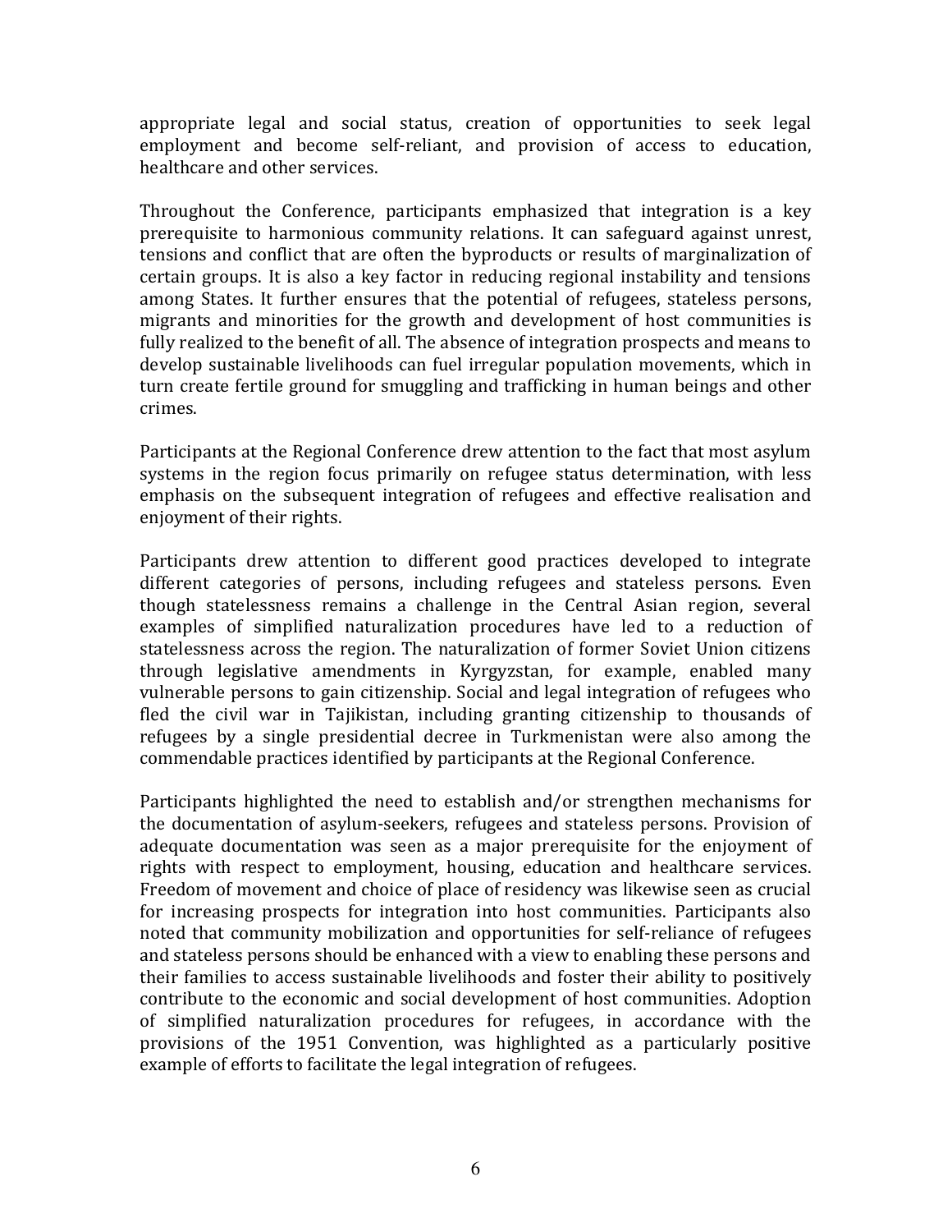appropriate legal and social status, creation of opportunities to seek legal employment and become self-reliant, and provision of access to education, healthcare and other services.

Throughout the Conference, participants emphasized that integration is a key prerequisite to harmonious community relations. It can safeguard against unrest, tensions and conflict that are often the byproducts or results of marginalization of certain groups. It is also a key factor in reducing regional instability and tensions among States. It further ensures that the potential of refugees, stateless persons, migrants and minorities for the growth and development of host communities is fully realized to the benefit of all. The absence of integration prospects and means to develop sustainable livelihoods can fuel irregular population movements, which in turn create fertile ground for smuggling and trafficking in human beings and other crimes.

Participants at the Regional Conference drew attention to the fact that most asylum systems in the region focus primarily on refugee status determination, with less emphasis on the subsequent integration of refugees and effective realisation and enjoyment of their rights.

Participants drew attention to different good practices developed to integrate different categories of persons, including refugees and stateless persons. Even though statelessness remains a challenge in the Central Asian region, several examples of simplified naturalization procedures have led to a reduction of statelessness across the region. The naturalization of former Soviet Union citizens through legislative amendments in Kyrgyzstan, for example, enabled many vulnerable persons to gain citizenship. Social and legal integration of refugees who fled the civil war in Tajikistan, including granting citizenship to thousands of refugees by a single presidential decree in Turkmenistan were also among the commendable practices identified by participants at the Regional Conference.

Participants highlighted the need to establish and/or strengthen mechanisms for the documentation of asylum-seekers, refugees and stateless persons. Provision of adequate documentation was seen as a major prerequisite for the enjoyment of rights with respect to employment, housing, education and healthcare services. Freedom of movement and choice of place of residency was likewise seen as crucial for increasing prospects for integration into host communities. Participants also noted that community mobilization and opportunities for self-reliance of refugees and stateless persons should be enhanced with a view to enabling these persons and their families to access sustainable livelihoods and foster their ability to positively contribute to the economic and social development of host communities. Adoption of simplified naturalization procedures for refugees, in accordance with the provisions of the 1951 Convention, was highlighted as a particularly positive example of efforts to facilitate the legal integration of refugees.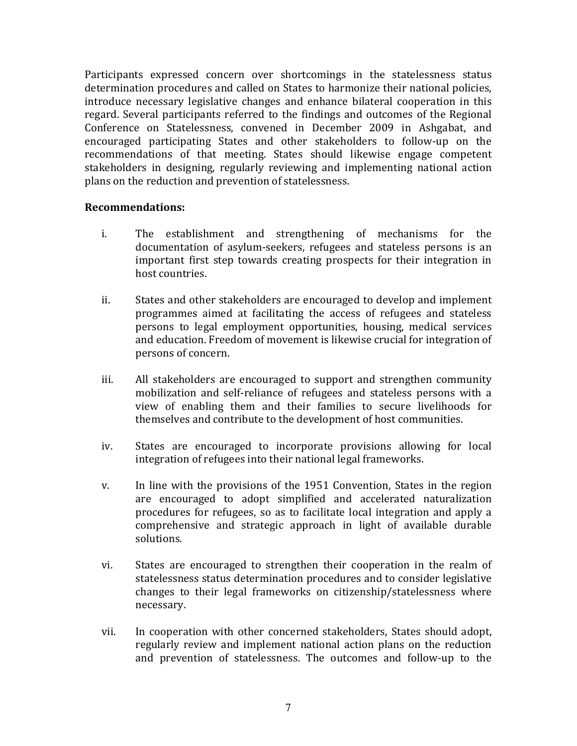Participants expressed concern over shortcomings in the statelessness status determination procedures and called on States to harmonize their national policies, introduce necessary legislative changes and enhance bilateral cooperation in this regard. Several participants referred to the findings and outcomes of the Regional Conference on Statelessness, convened in December 2009 in Ashgabat, and encouraged participating States and other stakeholders to follow-up on the recommendations of that meeting. States should likewise engage competent stakeholders in designing, regularly reviewing and implementing national action plans on the reduction and prevention of statelessness.

**Recommendations:**

i. The establishment and strengthening of mechanisms for the documentation of asylum-seekers, refugees and stateless persons is an important first step towards creating prospects for their integration in host countries.

ii. States and other stakeholders are encouraged to develop and implement programmes aimed at facilitating the access of refugees and stateless persons to legal employment opportunities, housing, medical services and education. Freedom of movement is likewise crucial for integration of persons of concern.

iii. All stakeholders are encouraged to support and strengthen community mobilization and self-reliance of refugees and stateless persons with a view of enabling them and their families to secure livelihoods for themselves and contribute to the development of host communities.

iv. States are encouraged to incorporate provisions allowing for local integration of refugees into their national legal frameworks.

v. In line with the provisions of the 1951 Convention, States in the region are encouraged to adopt simplified and accelerated naturalization procedures for refugees, so as to facilitate local integration and apply a comprehensive and strategic approach in light of available durable solutions.

vi. States are encouraged to strengthen their cooperation in the realm of statelessness status determination procedures and to consider legislative changes to their legal frameworks on citizenship/statelessness where necessary.

vii. In cooperation with other concerned stakeholders, States should adopt, regularly review and implement national action plans on the reduction and prevention of statelessness. The outcomes and follow-up to the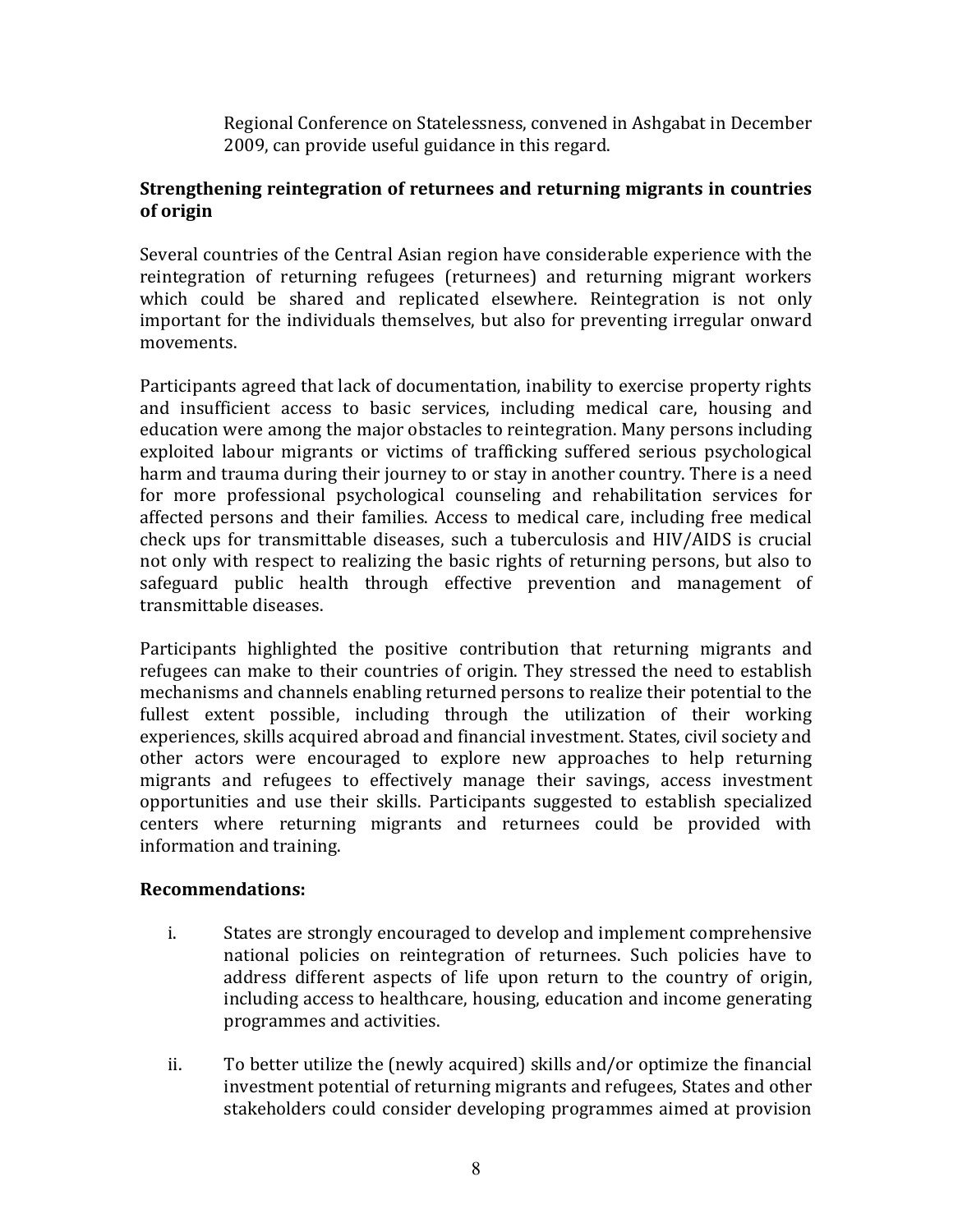Regional Conference on Statelessness, convened in Ashgabat in December 2009, can provide useful guidance in this regard.

**Strengthening reintegration of returnees and returning migrants in countries of origin**

Several countries of the Central Asian region have considerable experience with the reintegration of returning refugees (returnees) and returning migrant workers which could be shared and replicated elsewhere. Reintegration is not only important for the individuals themselves, but also for preventing irregular onward movements.

Participants agreed that lack of documentation, inability to exercise property rights and insufficient access to basic services, including medical care, housing and education were among the major obstacles to reintegration. Many persons including exploited labour migrants or victims of trafficking suffered serious psychological harm and trauma during their journey to or stay in another country. There is a need for more professional psychological counseling and rehabilitation services for affected persons and their families. Access to medical care, including free medical check ups for transmittable diseases, such a tuberculosis and HIV/AIDS is crucial not only with respect to realizing the basic rights of returning persons, but also to safeguard public health through effective prevention and management of transmittable diseases.

Participants highlighted the positive contribution that returning migrants and refugees can make to their countries of origin. They stressed the need to establish mechanisms and channels enabling returned persons to realize their potential to the fullest extent possible, including through the utilization of their working experiences, skills acquired abroad and financial investment. States, civil society and other actors were encouraged to explore new approaches to help returning migrants and refugees to effectively manage their savings, access investment opportunities and use their skills. Participants suggested to establish specialized centers where returning migrants and returnees could be provided with information and training.

**Recommendations:**

i. States are strongly encouraged to develop and implement comprehensive national policies on reintegration of returnees. Such policies have to address different aspects of life upon return to the country of origin, including access to healthcare, housing, education and income generating programmes and activities.

ii. To better utilize the (newly acquired) skills and/or optimize the financial investment potential of returning migrants and refugees, States and other stakeholders could consider developing programmes aimed at provision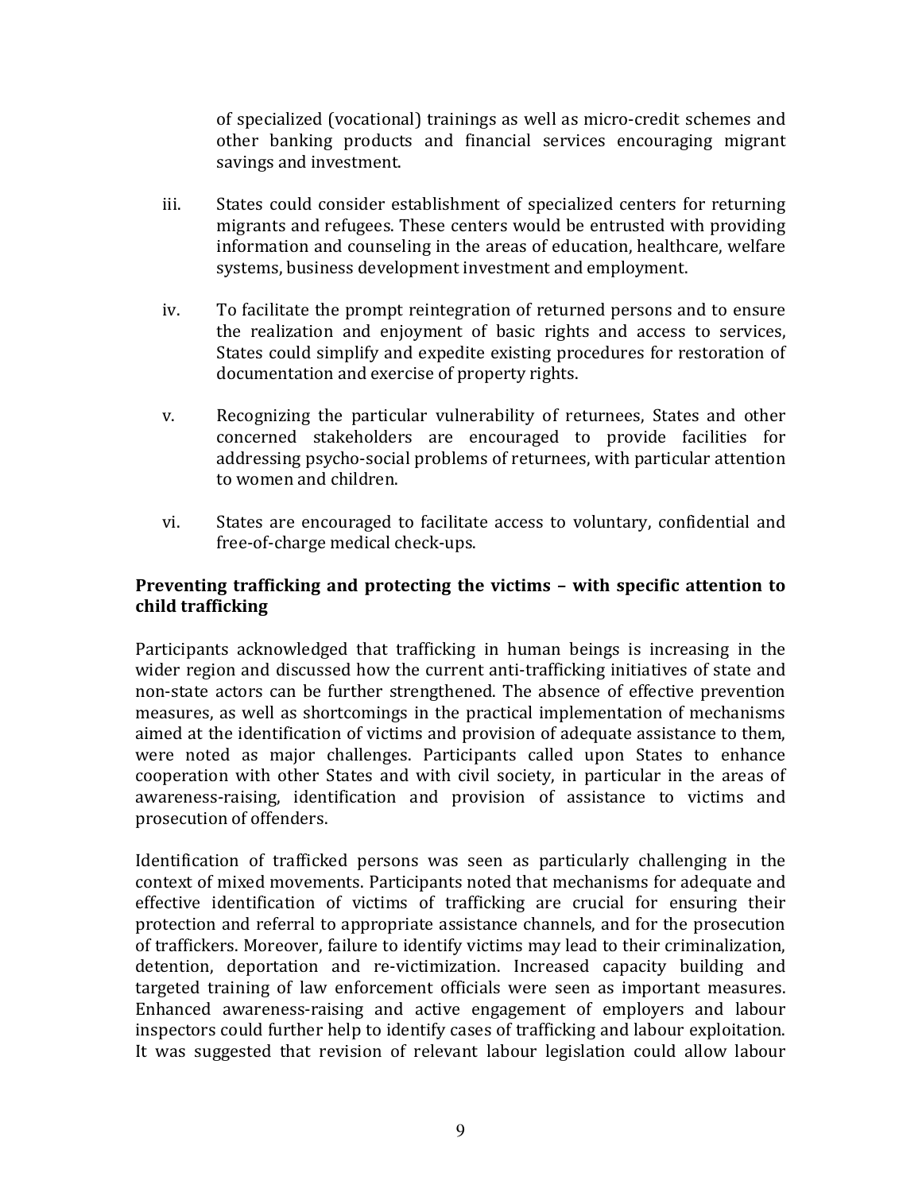of specialized (vocational) trainings as well as micro-credit schemes and other banking products and financial services encouraging migrant savings and investment.

iii. States could consider establishment of specialized centers for returning migrants and refugees. These centers would be entrusted with providing information and counseling in the areas of education, healthcare, welfare systems, business development investment and employment.

iv. To facilitate the prompt reintegration of returned persons and to ensure the realization and enjoyment of basic rights and access to services, States could simplify and expedite existing procedures for restoration of documentation and exercise of property rights.

v. Recognizing the particular vulnerability of returnees, States and other concerned stakeholders are encouraged to provide facilities for addressing psycho-social problems of returnees, with particular attention to women and children.

vi. States are encouraged to facilitate access to voluntary, confidential and free-of-charge medical check-ups.

**Preventing trafficking and protecting the victims – with specific attention to child trafficking**

Participants acknowledged that trafficking in human beings is increasing in the wider region and discussed how the current anti-trafficking initiatives of state and non-state actors can be further strengthened. The absence of effective prevention measures, as well as shortcomings in the practical implementation of mechanisms aimed at the identification of victims and provision of adequate assistance to them, were noted as major challenges. Participants called upon States to enhance cooperation with other States and with civil society, in particular in the areas of awareness-raising, identification and provision of assistance to victims and prosecution of offenders.

Identification of trafficked persons was seen as particularly challenging in the context of mixed movements. Participants noted that mechanisms for adequate and effective identification of victims of trafficking are crucial for ensuring their protection and referral to appropriate assistance channels, and for the prosecution of traffickers. Moreover, failure to identify victims may lead to their criminalization, detention, deportation and re-victimization. Increased capacity building and targeted training of law enforcement officials were seen as important measures. Enhanced awareness-raising and active engagement of employers and labour inspectors could further help to identify cases of trafficking and labour exploitation. It was suggested that revision of relevant labour legislation could allow labour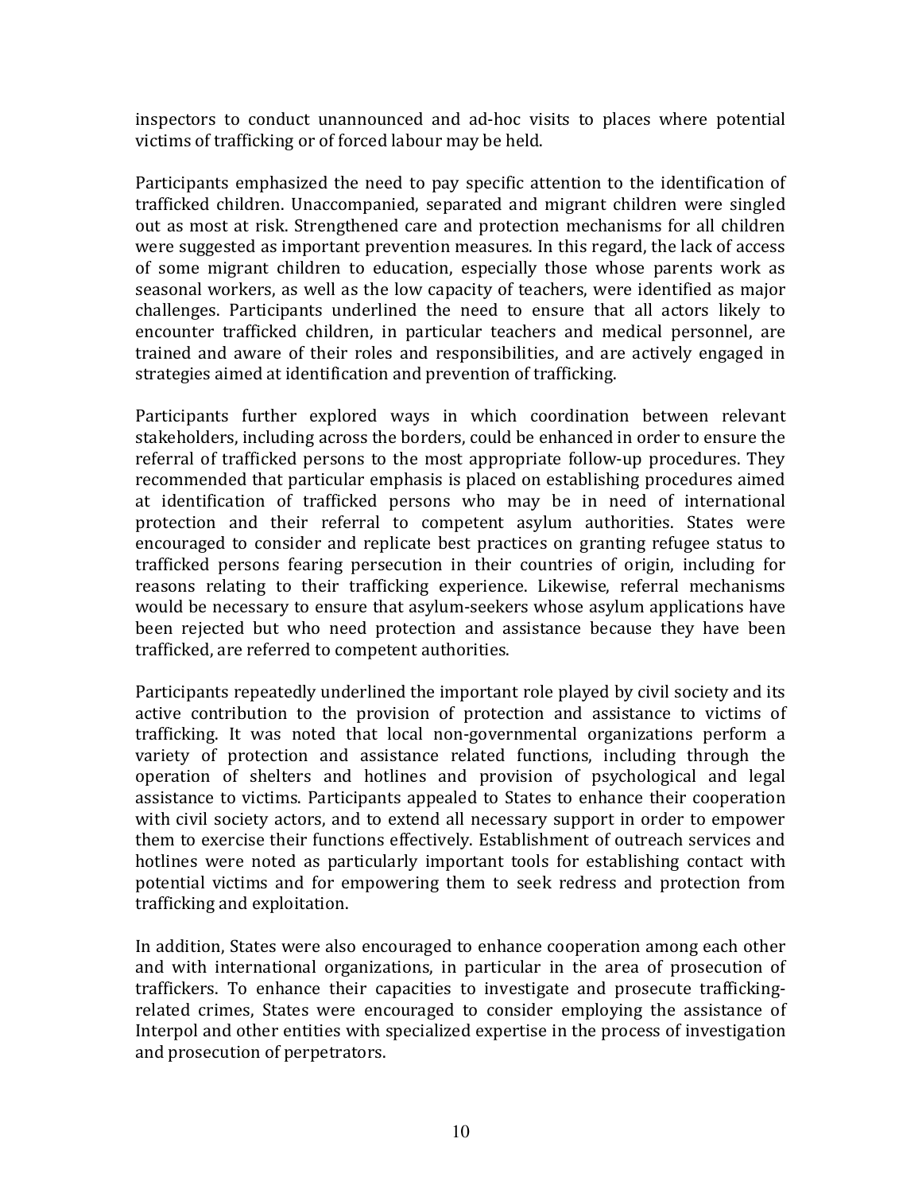inspectors to conduct unannounced and ad-hoc visits to places where potential victims of trafficking or of forced labour may be held.

Participants emphasized the need to pay specific attention to the identification of trafficked children. Unaccompanied, separated and migrant children were singled out as most at risk. Strengthened care and protection mechanisms for all children were suggested as important prevention measures. In this regard, the lack of access of some migrant children to education, especially those whose parents work as seasonal workers, as well as the low capacity of teachers, were identified as major challenges. Participants underlined the need to ensure that all actors likely to encounter trafficked children, in particular teachers and medical personnel, are trained and aware of their roles and responsibilities, and are actively engaged in strategies aimed at identification and prevention of trafficking.

Participants further explored ways in which coordination between relevant stakeholders, including across the borders, could be enhanced in order to ensure the referral of trafficked persons to the most appropriate follow-up procedures. They recommended that particular emphasis is placed on establishing procedures aimed at identification of trafficked persons who may be in need of international protection and their referral to competent asylum authorities. States were encouraged to consider and replicate best practices on granting refugee status to trafficked persons fearing persecution in their countries of origin, including for reasons relating to their trafficking experience. Likewise, referral mechanisms would be necessary to ensure that asylum-seekers whose asylum applications have been rejected but who need protection and assistance because they have been trafficked, are referred to competent authorities.

Participants repeatedly underlined the important role played by civil society and its active contribution to the provision of protection and assistance to victims of trafficking. It was noted that local non-governmental organizations perform a variety of protection and assistance related functions, including through the operation of shelters and hotlines and provision of psychological and legal assistance to victims. Participants appealed to States to enhance their cooperation with civil society actors, and to extend all necessary support in order to empower them to exercise their functions effectively. Establishment of outreach services and hotlines were noted as particularly important tools for establishing contact with potential victims and for empowering them to seek redress and protection from trafficking and exploitation.

In addition, States were also encouraged to enhance cooperation among each other and with international organizations, in particular in the area of prosecution of traffickers. To enhance their capacities to investigate and prosecute trafficking-related crimes, States were encouraged to consider employing the assistance of Interpol and other entities with specialized expertise in the process of investigation and prosecution of perpetrators.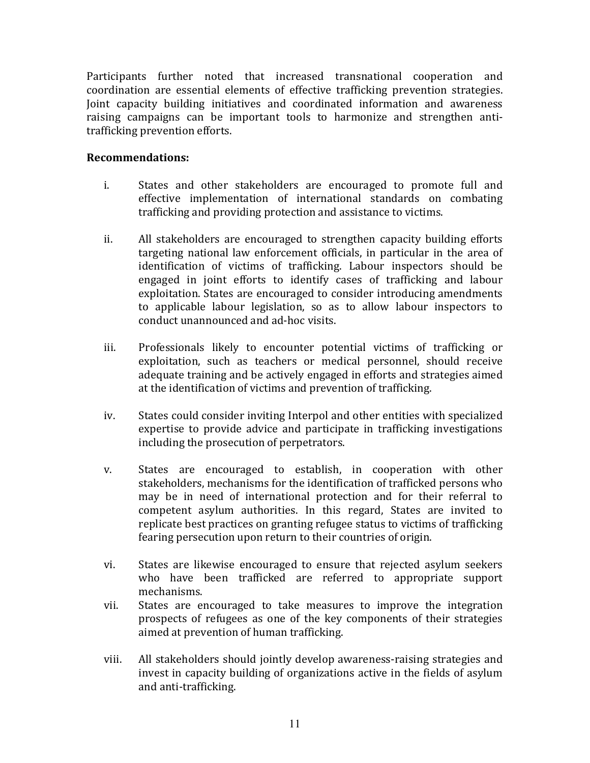Participants further noted that increased transnational cooperation and coordination are essential elements of effective trafficking prevention strategies. Joint capacity building initiatives and coordinated information and awareness raising campaigns can be important tools to harmonize and strengthen anti-trafficking prevention efforts.

**Recommendations:**

i. States and other stakeholders are encouraged to promote full and effective implementation of international standards on combating trafficking and providing protection and assistance to victims.

ii. All stakeholders are encouraged to strengthen capacity building efforts targeting national law enforcement officials, in particular in the area of identification of victims of trafficking. Labour inspectors should be engaged in joint efforts to identify cases of trafficking and labour exploitation. States are encouraged to consider introducing amendments to applicable labour legislation, so as to allow labour inspectors to conduct unannounced and ad-hoc visits.

iii. Professionals likely to encounter potential victims of trafficking or exploitation, such as teachers or medical personnel, should receive adequate training and be actively engaged in efforts and strategies aimed at the identification of victims and prevention of trafficking.

iv. States could consider inviting Interpol and other entities with specialized expertise to provide advice and participate in trafficking investigations including the prosecution of perpetrators.

v. States are encouraged to establish, in cooperation with other stakeholders, mechanisms for the identification of trafficked persons who may be in need of international protection and for their referral to competent asylum authorities. In this regard, States are invited to replicate best practices on granting refugee status to victims of trafficking fearing persecution upon return to their countries of origin.

vi. States are likewise encouraged to ensure that rejected asylum seekers who have been trafficked are referred to appropriate support mechanisms.

vii. States are encouraged to take measures to improve the integration prospects of refugees as one of the key components of their strategies aimed at prevention of human trafficking.

viii. All stakeholders should jointly develop awareness-raising strategies and invest in capacity building of organizations active in the fields of asylum and anti-trafficking.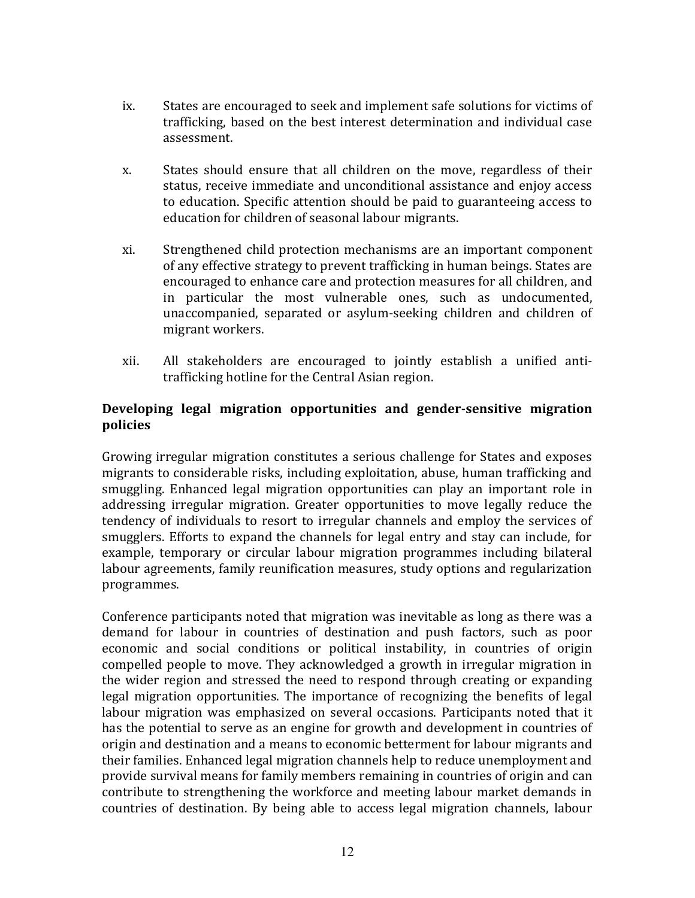ix. States are encouraged to seek and implement safe solutions for victims of trafficking, based on the best interest determination and individual case assessment.

x. States should ensure that all children on the move, regardless of their status, receive immediate and unconditional assistance and enjoy access to education. Specific attention should be paid to guaranteeing access to education for children of seasonal labour migrants.

xi. Strengthened child protection mechanisms are an important component of any effective strategy to prevent trafficking in human beings. States are encouraged to enhance care and protection measures for all children, and in particular the most vulnerable ones, such as undocumented, unaccompanied, separated or asylum-seeking children and children of migrant workers.

xii. All stakeholders are encouraged to jointly establish a unified anti-trafficking hotline for the Central Asian region.

**Developing legal migration opportunities and gender-sensitive migration policies**

Growing irregular migration constitutes a serious challenge for States and exposes migrants to considerable risks, including exploitation, abuse, human trafficking and smuggling. Enhanced legal migration opportunities can play an important role in addressing irregular migration. Greater opportunities to move legally reduce the tendency of individuals to resort to irregular channels and employ the services of smugglers. Efforts to expand the channels for legal entry and stay can include, for example, temporary or circular labour migration programmes including bilateral labour agreements, family reunification measures, study options and regularization programmes.

Conference participants noted that migration was inevitable as long as there was a demand for labour in countries of destination and push factors, such as poor economic and social conditions or political instability, in countries of origin compelled people to move. They acknowledged a growth in irregular migration in the wider region and stressed the need to respond through creating or expanding legal migration opportunities. The importance of recognizing the benefits of legal labour migration was emphasized on several occasions. Participants noted that it has the potential to serve as an engine for growth and development in countries of origin and destination and a means to economic betterment for labour migrants and their families. Enhanced legal migration channels help to reduce unemployment and provide survival means for family members remaining in countries of origin and can contribute to strengthening the workforce and meeting labour market demands in countries of destination. By being able to access legal migration channels, labour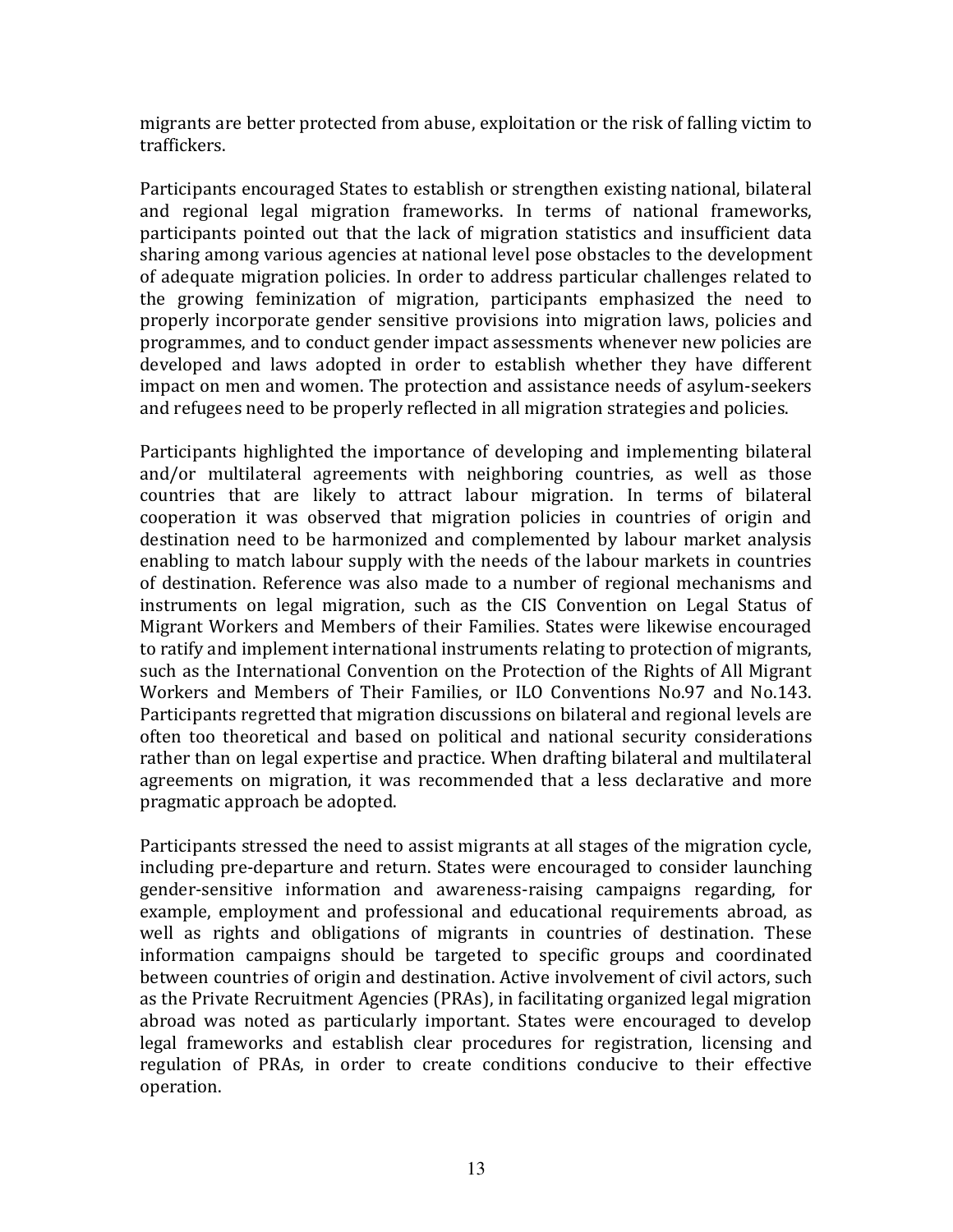migrants are better protected from abuse, exploitation or the risk of falling victim to traffickers.

Participants encouraged States to establish or strengthen existing national, bilateral and regional legal migration frameworks. In terms of national frameworks, participants pointed out that the lack of migration statistics and insufficient data sharing among various agencies at national level pose obstacles to the development of adequate migration policies. In order to address particular challenges related to the growing feminization of migration, participants emphasized the need to properly incorporate gender sensitive provisions into migration laws, policies and programmes, and to conduct gender impact assessments whenever new policies are developed and laws adopted in order to establish whether they have different impact on men and women. The protection and assistance needs of asylum-seekers and refugees need to be properly reflected in all migration strategies and policies.

Participants highlighted the importance of developing and implementing bilateral and/or multilateral agreements with neighboring countries, as well as those countries that are likely to attract labour migration. In terms of bilateral cooperation it was observed that migration policies in countries of origin and destination need to be harmonized and complemented by labour market analysis enabling to match labour supply with the needs of the labour markets in countries of destination. Reference was also made to a number of regional mechanisms and instruments on legal migration, such as the CIS Convention on Legal Status of Migrant Workers and Members of their Families. States were likewise encouraged to ratify and implement international instruments relating to protection of migrants, such as the International Convention on the Protection of the Rights of All Migrant Workers and Members of Their Families, or ILO Conventions No.97 and No.143. Participants regretted that migration discussions on bilateral and regional levels are often too theoretical and based on political and national security considerations rather than on legal expertise and practice. When drafting bilateral and multilateral agreements on migration, it was recommended that a less declarative and more pragmatic approach be adopted.

Participants stressed the need to assist migrants at all stages of the migration cycle, including pre-departure and return. States were encouraged to consider launching gender-sensitive information and awareness-raising campaigns regarding, for example, employment and professional and educational requirements abroad, as well as rights and obligations of migrants in countries of destination. These information campaigns should be targeted to specific groups and coordinated between countries of origin and destination. Active involvement of civil actors, such as the Private Recruitment Agencies (PRAs), in facilitating organized legal migration abroad was noted as particularly important. States were encouraged to develop legal frameworks and establish clear procedures for registration, licensing and regulation of PRAs, in order to create conditions conducive to their effective operation.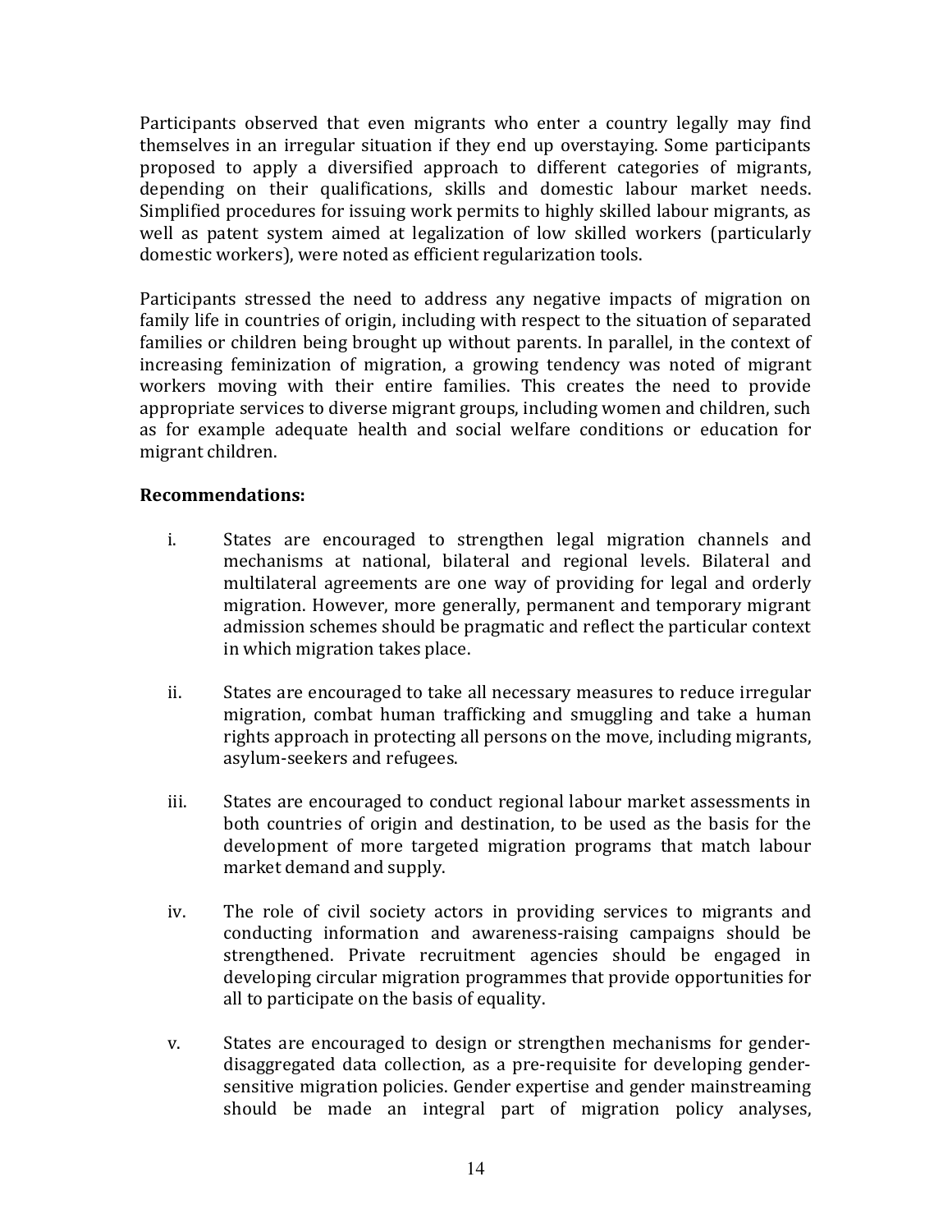Participants observed that even migrants who enter a country legally may find themselves in an irregular situation if they end up overstaying. Some participants proposed to apply a diversified approach to different categories of migrants, depending on their qualifications, skills and domestic labour market needs. Simplified procedures for issuing work permits to highly skilled labour migrants, as well as patent system aimed at legalization of low skilled workers (particularly domestic workers), were noted as efficient regularization tools.

Participants stressed the need to address any negative impacts of migration on family life in countries of origin, including with respect to the situation of separated families or children being brought up without parents. In parallel, in the context of increasing feminization of migration, a growing tendency was noted of migrant workers moving with their entire families. This creates the need to provide appropriate services to diverse migrant groups, including women and children, such as for example adequate health and social welfare conditions or education for migrant children.

**Recommendations:**

i. States are encouraged to strengthen legal migration channels and mechanisms at national, bilateral and regional levels. Bilateral and multilateral agreements are one way of providing for legal and orderly migration. However, more generally, permanent and temporary migrant admission schemes should be pragmatic and reflect the particular context in which migration takes place.

ii. States are encouraged to take all necessary measures to reduce irregular migration, combat human trafficking and smuggling and take a human rights approach in protecting all persons on the move, including migrants, asylum-seekers and refugees.

iii. States are encouraged to conduct regional labour market assessments in both countries of origin and destination, to be used as the basis for the development of more targeted migration programs that match labour market demand and supply.

iv. The role of civil society actors in providing services to migrants and conducting information and awareness-raising campaigns should be strengthened. Private recruitment agencies should be engaged in developing circular migration programmes that provide opportunities for all to participate on the basis of equality.

v. States are encouraged to design or strengthen mechanisms for gender-disaggregated data collection, as a pre-requisite for developing gender-sensitive migration policies. Gender expertise and gender mainstreaming should be made an integral part of migration policy analyses,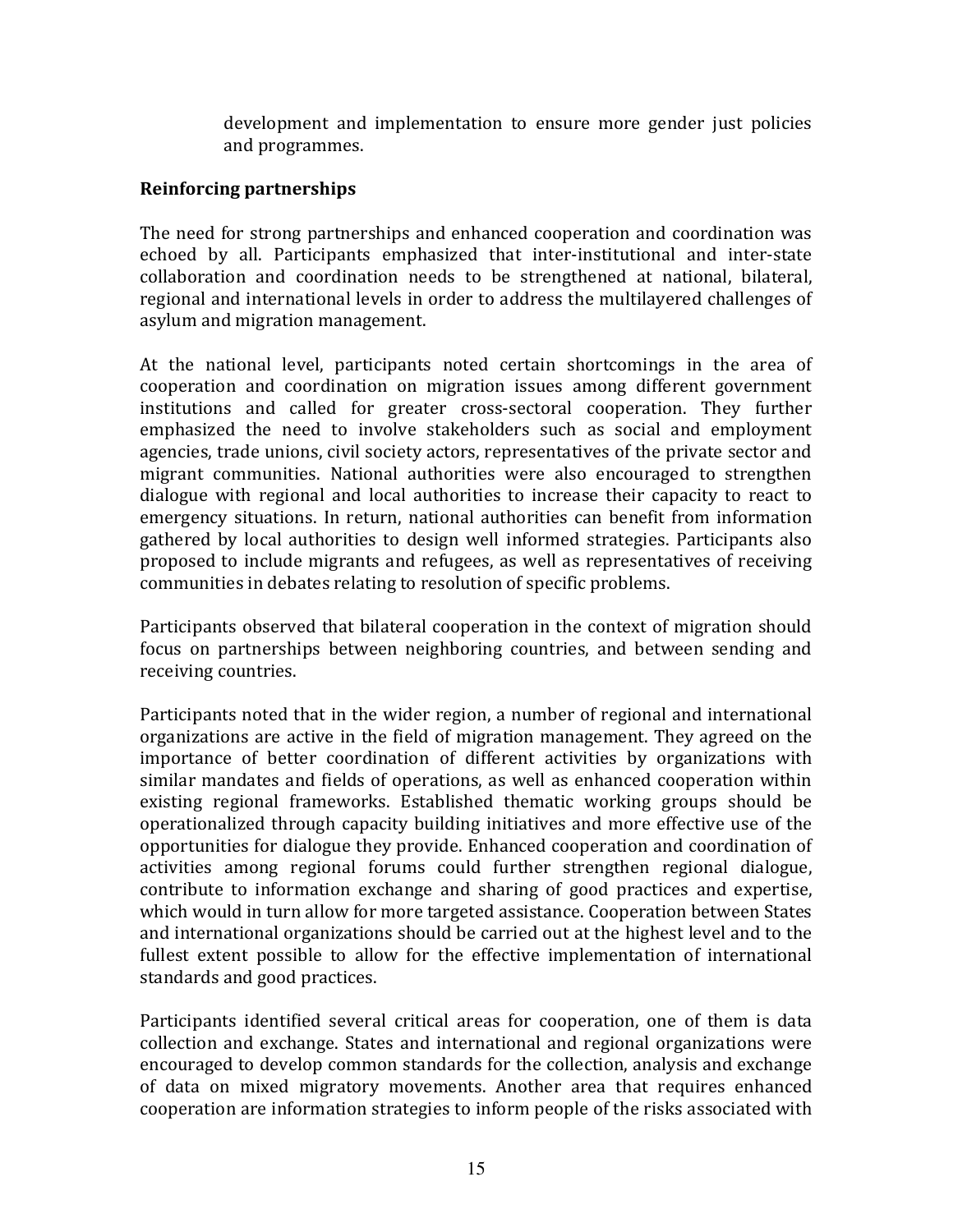development and implementation to ensure more gender just policies and programmes.

**Reinforcing partnerships**

The need for strong partnerships and enhanced cooperation and coordination was echoed by all. Participants emphasized that inter-institutional and inter-state collaboration and coordination needs to be strengthened at national, bilateral, regional and international levels in order to address the multilayered challenges of asylum and migration management.

At the national level, participants noted certain shortcomings in the area of cooperation and coordination on migration issues among different government institutions and called for greater cross-sectoral cooperation. They further emphasized the need to involve stakeholders such as social and employment agencies, trade unions, civil society actors, representatives of the private sector and migrant communities. National authorities were also encouraged to strengthen dialogue with regional and local authorities to increase their capacity to react to emergency situations. In return, national authorities can benefit from information gathered by local authorities to design well informed strategies. Participants also proposed to include migrants and refugees, as well as representatives of receiving communities in debates relating to resolution of specific problems.

Participants observed that bilateral cooperation in the context of migration should focus on partnerships between neighboring countries, and between sending and receiving countries.

Participants noted that in the wider region, a number of regional and international organizations are active in the field of migration management. They agreed on the importance of better coordination of different activities by organizations with similar mandates and fields of operations, as well as enhanced cooperation within existing regional frameworks. Established thematic working groups should be operationalized through capacity building initiatives and more effective use of the opportunities for dialogue they provide. Enhanced cooperation and coordination of activities among regional forums could further strengthen regional dialogue, contribute to information exchange and sharing of good practices and expertise, which would in turn allow for more targeted assistance. Cooperation between States and international organizations should be carried out at the highest level and to the fullest extent possible to allow for the effective implementation of international standards and good practices.

Participants identified several critical areas for cooperation, one of them is data collection and exchange. States and international and regional organizations were encouraged to develop common standards for the collection, analysis and exchange of data on mixed migratory movements. Another area that requires enhanced cooperation are information strategies to inform people of the risks associated with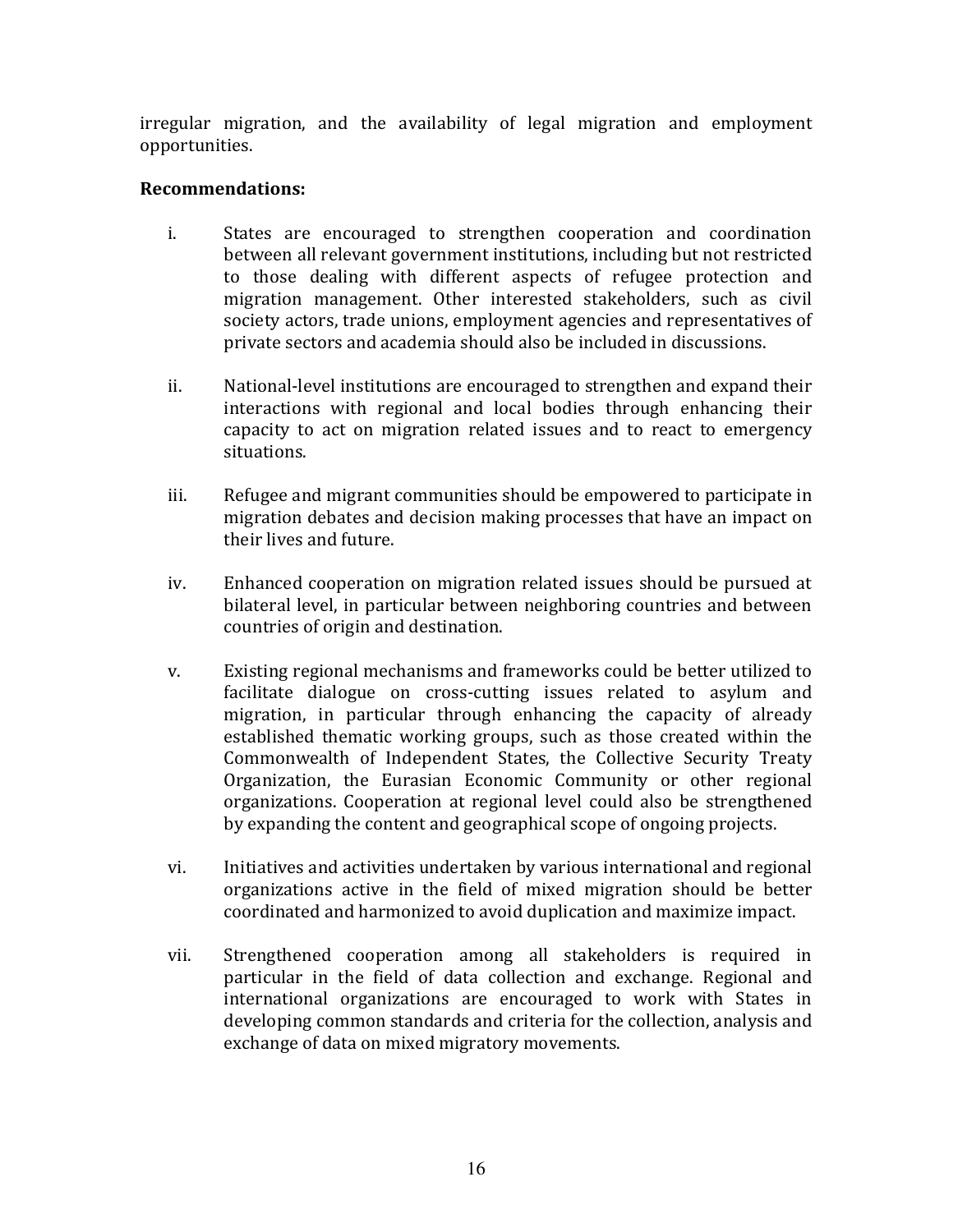irregular migration, and the availability of legal migration and employment opportunities.

**Recommendations:**

i. States are encouraged to strengthen cooperation and coordination between all relevant government institutions, including but not restricted to those dealing with different aspects of refugee protection and migration management. Other interested stakeholders, such as civil society actors, trade unions, employment agencies and representatives of private sectors and academia should also be included in discussions.

ii. National-level institutions are encouraged to strengthen and expand their interactions with regional and local bodies through enhancing their capacity to act on migration related issues and to react to emergency situations.

iii. Refugee and migrant communities should be empowered to participate in migration debates and decision making processes that have an impact on their lives and future.

iv. Enhanced cooperation on migration related issues should be pursued at bilateral level, in particular between neighboring countries and between countries of origin and destination.

v. Existing regional mechanisms and frameworks could be better utilized to facilitate dialogue on cross-cutting issues related to asylum and migration, in particular through enhancing the capacity of already established thematic working groups, such as those created within the Commonwealth of Independent States, the Collective Security Treaty Organization, the Eurasian Economic Community or other regional organizations. Cooperation at regional level could also be strengthened by expanding the content and geographical scope of ongoing projects.

vi. Initiatives and activities undertaken by various international and regional organizations active in the field of mixed migration should be better coordinated and harmonized to avoid duplication and maximize impact.

vii. Strengthened cooperation among all stakeholders is required in particular in the field of data collection and exchange. Regional and international organizations are encouraged to work with States in developing common standards and criteria for the collection, analysis and exchange of data on mixed migratory movements.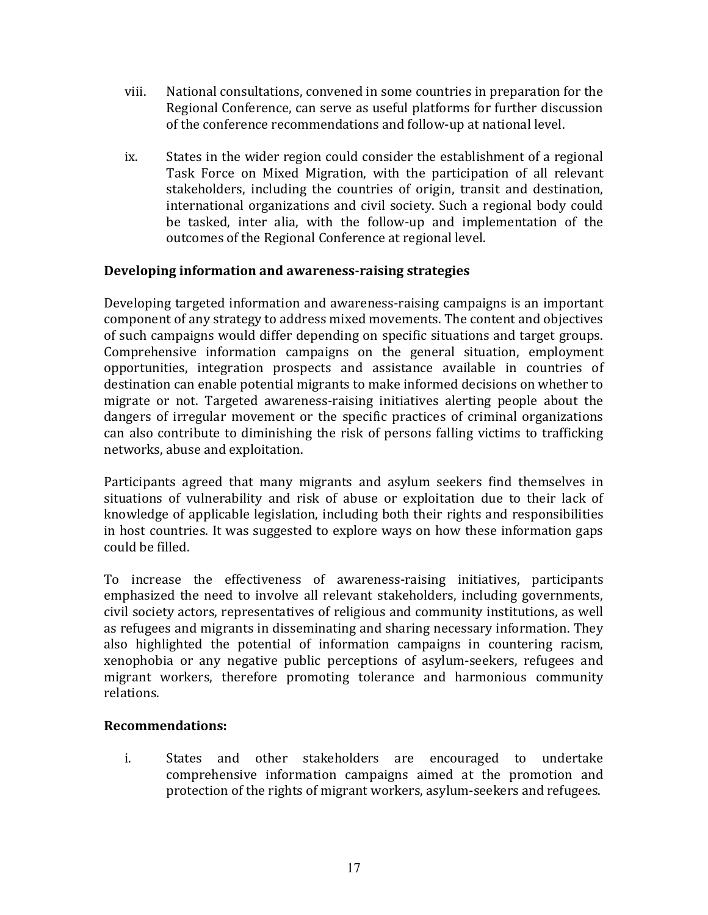viii. National consultations, convened in some countries in preparation for the Regional Conference, can serve as useful platforms for further discussion of the conference recommendations and follow-up at national level.

ix. States in the wider region could consider the establishment of a regional Task Force on Mixed Migration, with the participation of all relevant stakeholders, including the countries of origin, transit and destination, international organizations and civil society. Such a regional body could be tasked, inter alia, with the follow-up and implementation of the outcomes of the Regional Conference at regional level.

**Developing information and awareness-raising strategies**

Developing targeted information and awareness-raising campaigns is an important component of any strategy to address mixed movements. The content and objectives of such campaigns would differ depending on specific situations and target groups. Comprehensive information campaigns on the general situation, employment opportunities, integration prospects and assistance available in countries of destination can enable potential migrants to make informed decisions on whether to migrate or not. Targeted awareness-raising initiatives alerting people about the dangers of irregular movement or the specific practices of criminal organizations can also contribute to diminishing the risk of persons falling victims to trafficking networks, abuse and exploitation.

Participants agreed that many migrants and asylum seekers find themselves in situations of vulnerability and risk of abuse or exploitation due to their lack of knowledge of applicable legislation, including both their rights and responsibilities in host countries. It was suggested to explore ways on how these information gaps could be filled.

To increase the effectiveness of awareness-raising initiatives, participants emphasized the need to involve all relevant stakeholders, including governments, civil society actors, representatives of religious and community institutions, as well as refugees and migrants in disseminating and sharing necessary information. They also highlighted the potential of information campaigns in countering racism, xenophobia or any negative public perceptions of asylum-seekers, refugees and migrant workers, therefore promoting tolerance and harmonious community relations.

**Recommendations:**

i. States and other stakeholders are encouraged to undertake comprehensive information campaigns aimed at the promotion and protection of the rights of migrant workers, asylum-seekers and refugees.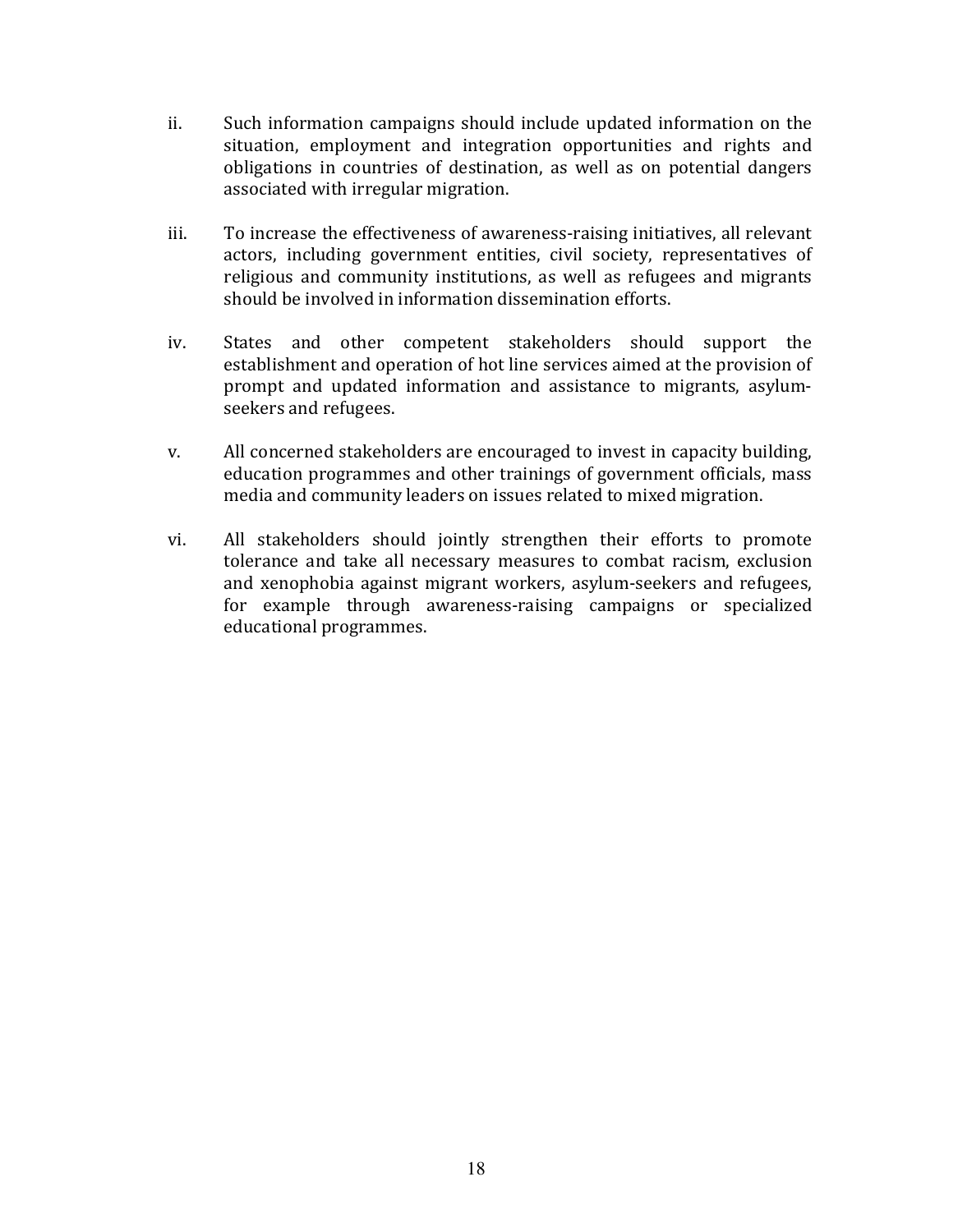ii. Such information campaigns should include updated information on the situation, employment and integration opportunities and rights and obligations in countries of destination, as well as on potential dangers associated with irregular migration.

iii. To increase the effectiveness of awareness-raising initiatives, all relevant actors, including government entities, civil society, representatives of religious and community institutions, as well as refugees and migrants should be involved in information dissemination efforts.

iv. States and other competent stakeholders should support the establishment and operation of hot line services aimed at the provision of prompt and updated information and assistance to migrants, asylum-seekers and refugees.

v. All concerned stakeholders are encouraged to invest in capacity building, education programmes and other trainings of government officials, mass media and community leaders on issues related to mixed migration.

vi. All stakeholders should jointly strengthen their efforts to promote tolerance and take all necessary measures to combat racism, exclusion and xenophobia against migrant workers, asylum-seekers and refugees, for example through awareness-raising campaigns or specialized educational programmes.